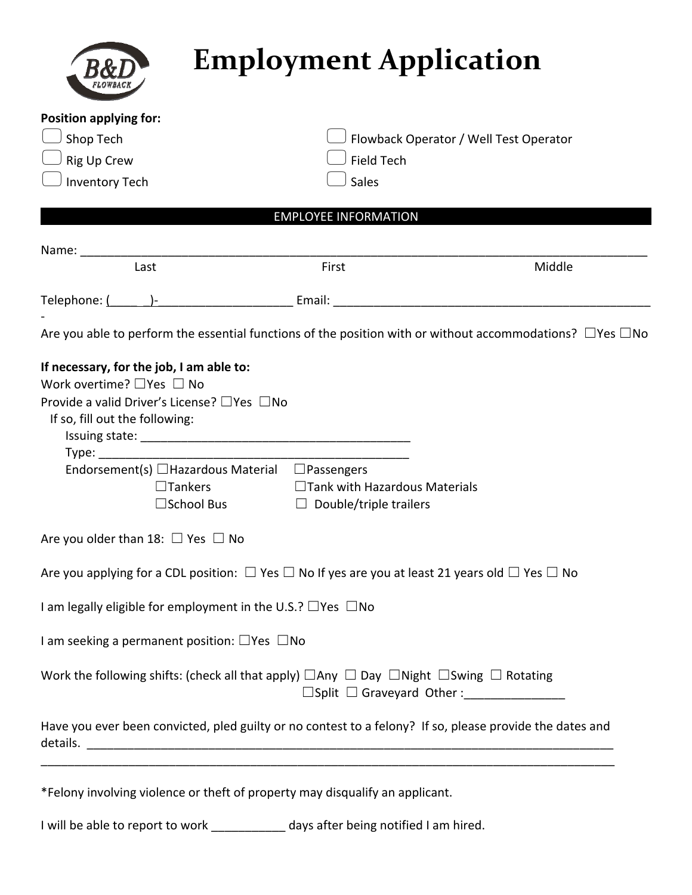# Employment Application

**Position applying for:**

☐ Shop Tech
☐ Rig Up Crew
☐ Inventory Tech
☐ Flowback Operator / Well Test Operator
☐ Field Tech
☐ Sales

## EMPLOYEE INFORMATION

Name: ______________________________________________________________________________
Last First Middle

Telephone: (____ )-____________________ Email: ________________________________________________
-

Are you able to perform the essential functions of the position with or without accommodations? ☐Yes ☐No

**If necessary, for the job, I am able to:**

Work overtime? ☐Yes ☐ No

Provide a valid Driver's License? ☐Yes ☐No

If so, fill out the following:

Issuing state: ________________________________________

Type: ______________________________________________

Endorsement(s) ☐Hazardous Material ☐Passengers
☐Tankers ☐Tank with Hazardous Materials
☐School Bus ☐ Double/triple trailers

Are you older than 18: ☐ Yes ☐ No

Are you applying for a CDL position: ☐ Yes ☐ No If yes are you at least 21 years old ☐ Yes ☐ No

I am legally eligible for employment in the U.S.? ☐Yes ☐No

I am seeking a permanent position: ☐Yes ☐No

Work the following shifts: (check all that apply) ☐Any ☐ Day ☐Night ☐Swing ☐ Rotating ☐Split ☐ Graveyard Other :_______________

Have you ever been convicted, pled guilty or no contest to a felony? If so, please provide the dates and details. ___________________________________________________________________________
_________________________________________________________________________________________

*Felony involving violence or theft of property may disqualify an applicant.

I will be able to report to work ___________ days after being notified I am hired.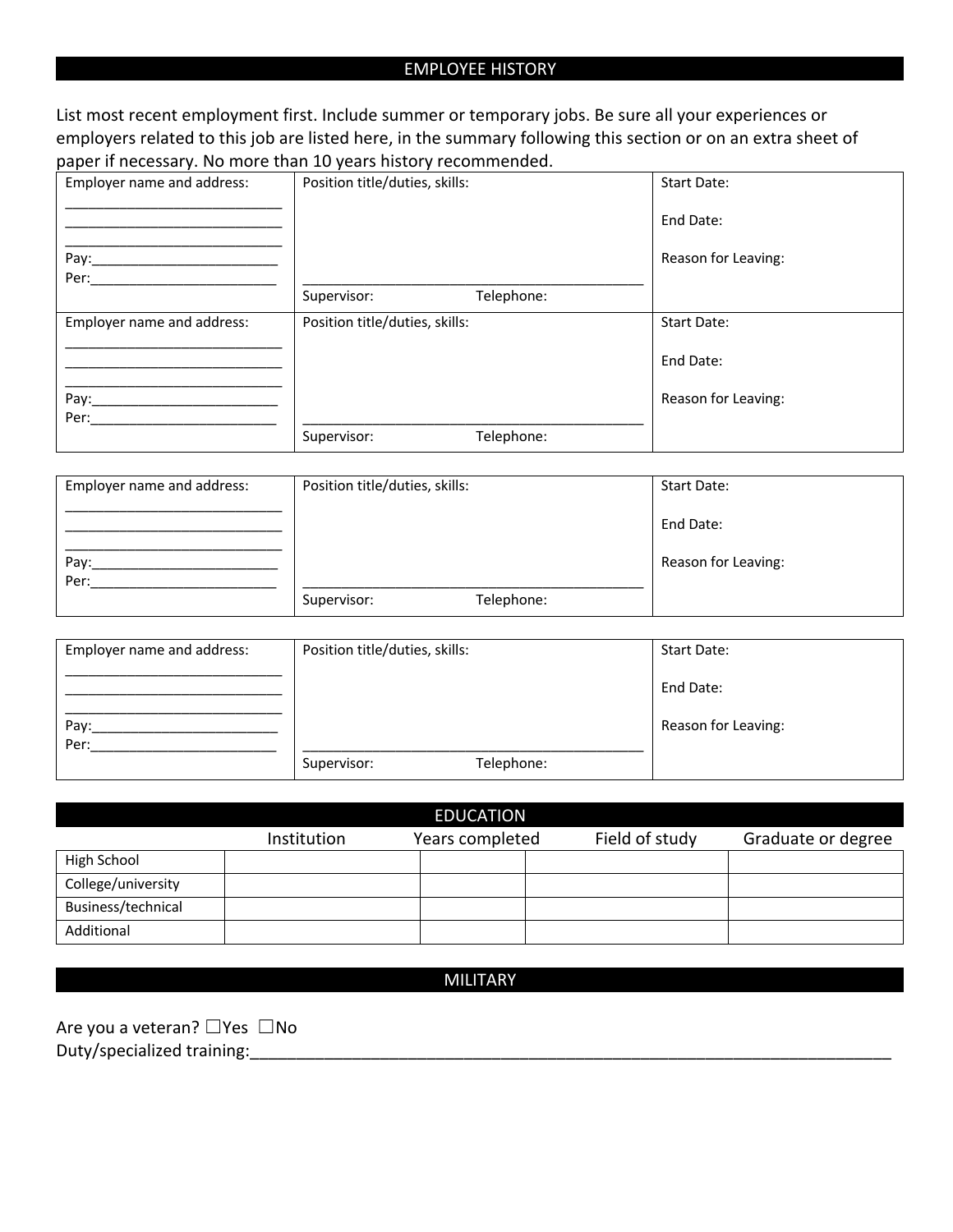## EMPLOYEE HISTORY

List most recent employment first. Include summer or temporary jobs. Be sure all your experiences or employers related to this job are listed here, in the summary following this section or on an extra sheet of paper if necessary. No more than 10 years history recommended.

| Employer name and address: | Position title/duties, skills: | Start Date: |
|---|---|---|
| ____________________________<br>____________________________<br>____________________________ | | End Date: |
| Pay:________________________<br>Per:________________________ | ____________________________________________ | Reason for Leaving: |
| | Supervisor: Telephone: | |

| Employer name and address: | Position title/duties, skills: | Start Date: |
|---|---|---|
| ____________________________<br>____________________________<br>____________________________ | | End Date: |
| Pay:________________________<br>Per:________________________ | ____________________________________________ | Reason for Leaving: |
| | Supervisor: Telephone: | |

| Employer name and address: | Position title/duties, skills: | Start Date: |
|---|---|---|
| ____________________________<br>____________________________<br>____________________________ | | End Date: |
| Pay:________________________<br>Per:________________________ | ____________________________________________ | Reason for Leaving: |
| | Supervisor: Telephone: | |

| Employer name and address: | Position title/duties, skills: | Start Date: |
|---|---|---|
| ____________________________<br>____________________________<br>____________________________ | | End Date: |
| Pay:________________________<br>Per:________________________ | ____________________________________________ | Reason for Leaving: |
| | Supervisor: Telephone: | |

## EDUCATION

| | Institution | Years completed | Field of study | Graduate or degree |
|---|---|---|---|---|
| High School | | | | |
| College/university | | | | |
| Business/technical | | | | |
| Additional | | | | |

## MILITARY

Are you a veteran? ☐Yes ☐No

Duty/specialized training:___________________________________________________________________________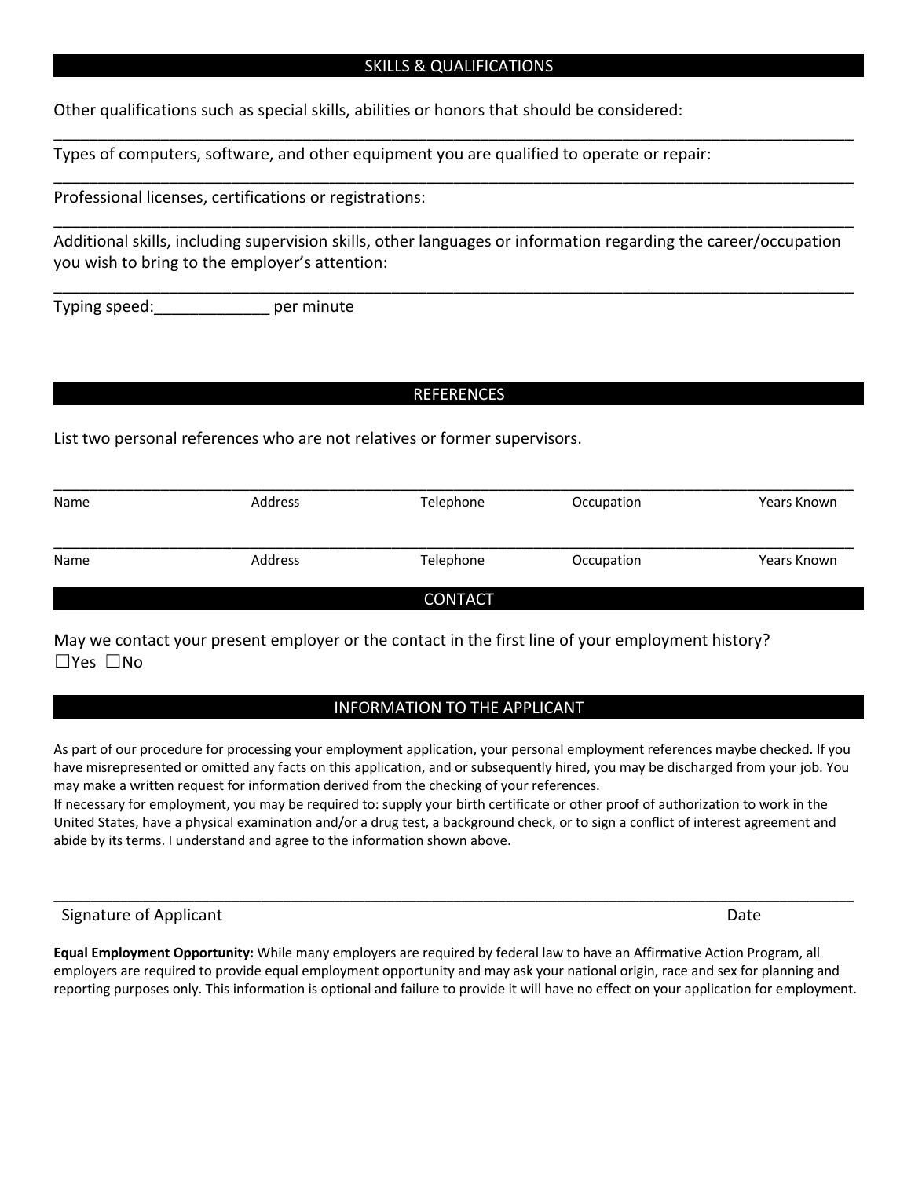## SKILLS & QUALIFICATIONS

Other qualifications such as special skills, abilities or honors that should be considered:

_______________________________________________________________________________

Types of computers, software, and other equipment you are qualified to operate or repair:

_______________________________________________________________________________

Professional licenses, certifications or registrations:

_______________________________________________________________________________

Additional skills, including supervision skills, other languages or information regarding the career/occupation you wish to bring to the employer's attention:

_______________________________________________________________________________

Typing speed:_____________ per minute

## REFERENCES

List two personal references who are not relatives or former supervisors.

_______________________________________________________________________________

Name | Address | Telephone | Occupation | Years Known

_______________________________________________________________________________

Name | Address | Telephone | Occupation | Years Known

## CONTACT

May we contact your present employer or the contact in the first line of your employment history?
☐Yes ☐No

## INFORMATION TO THE APPLICANT

As part of our procedure for processing your employment application, your personal employment references maybe checked. If you have misrepresented or omitted any facts on this application, and or subsequently hired, you may be discharged from your job. You may make a written request for information derived from the checking of your references.
If necessary for employment, you may be required to: supply your birth certificate or other proof of authorization to work in the United States, have a physical examination and/or a drug test, a background check, or to sign a conflict of interest agreement and abide by its terms. I understand and agree to the information shown above.

_______________________________________________________________________________

Signature of Applicant | Date

**Equal Employment Opportunity:** While many employers are required by federal law to have an Affirmative Action Program, all employers are required to provide equal employment opportunity and may ask your national origin, race and sex for planning and reporting purposes only. This information is optional and failure to provide it will have no effect on your application for employment.